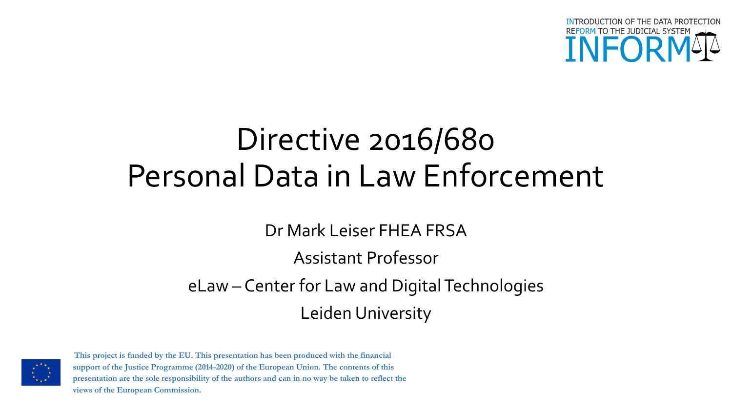INTRODUCTION OF THE DATA PROTECTION REFORM TO THE JUDICIAL SYSTEM

INFORM

# Directive 2016/680
# Personal Data in Law Enforcement

Dr Mark Leiser FHEA FRSA

Assistant Professor

eLaw – Center for Law and Digital Technologies

Leiden University

**This project is funded by the EU. This presentation has been produced with the financial support of the Justice Programme (2014-2020) of the European Union. The contents of this presentation are the sole responsibility of the authors and can in no way be taken to reflect the views of the European Commission.**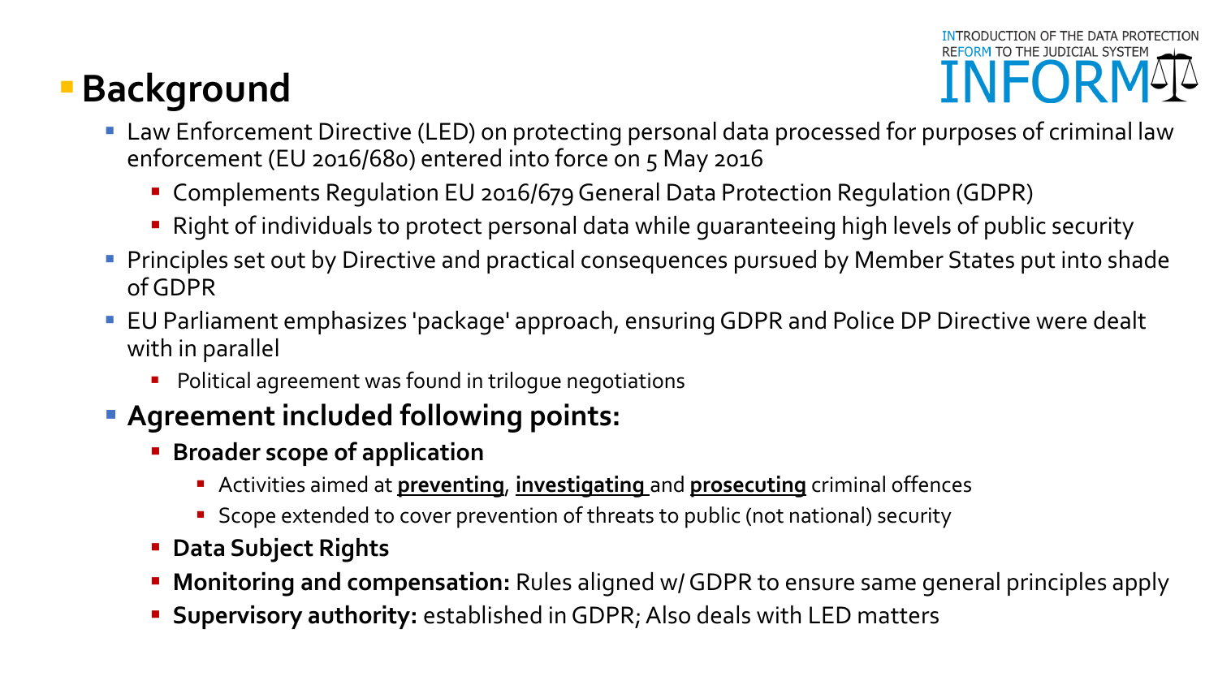# Background

- Law Enforcement Directive (LED) on protecting personal data processed for purposes of criminal law enforcement (EU 2016/680) entered into force on 5 May 2016
  - Complements Regulation EU 2016/679 General Data Protection Regulation (GDPR)
  - Right of individuals to protect personal data while guaranteeing high levels of public security
- Principles set out by Directive and practical consequences pursued by Member States put into shade of GDPR
- EU Parliament emphasizes 'package' approach, ensuring GDPR and Police DP Directive were dealt with in parallel
  - Political agreement was found in trilogue negotiations
- **Agreement included following points:**
  - **Broader scope of application**
    - Activities aimed at **preventing**, **investigating** and **prosecuting** criminal offences
    - Scope extended to cover prevention of threats to public (not national) security
  - **Data Subject Rights**
  - **Monitoring and compensation:** Rules aligned w/ GDPR to ensure same general principles apply
  - **Supervisory authority:** established in GDPR; Also deals with LED matters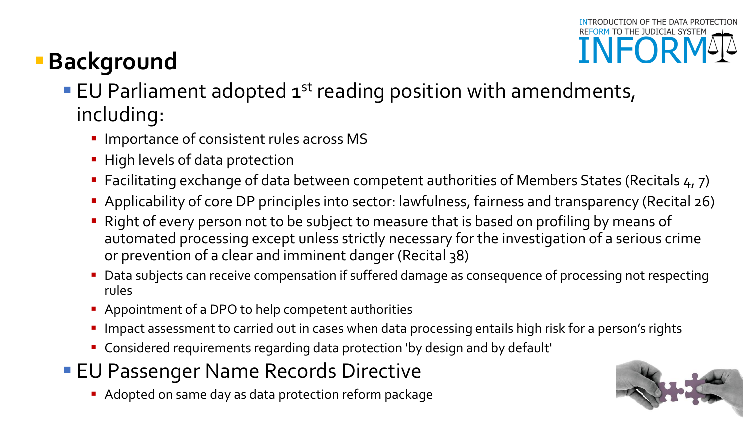# Background

- EU Parliament adopted 1st reading position with amendments, including:
  - Importance of consistent rules across MS
  - High levels of data protection
  - Facilitating exchange of data between competent authorities of Members States (Recitals 4, 7)
  - Applicability of core DP principles into sector: lawfulness, fairness and transparency (Recital 26)
  - Right of every person not to be subject to measure that is based on profiling by means of automated processing except unless strictly necessary for the investigation of a serious crime or prevention of a clear and imminent danger (Recital 38)
  - Data subjects can receive compensation if suffered damage as consequence of processing not respecting rules
  - Appointment of a DPO to help competent authorities
  - Impact assessment to carried out in cases when data processing entails high risk for a person's rights
  - Considered requirements regarding data protection 'by design and by default'
- EU Passenger Name Records Directive
  - Adopted on same day as data protection reform package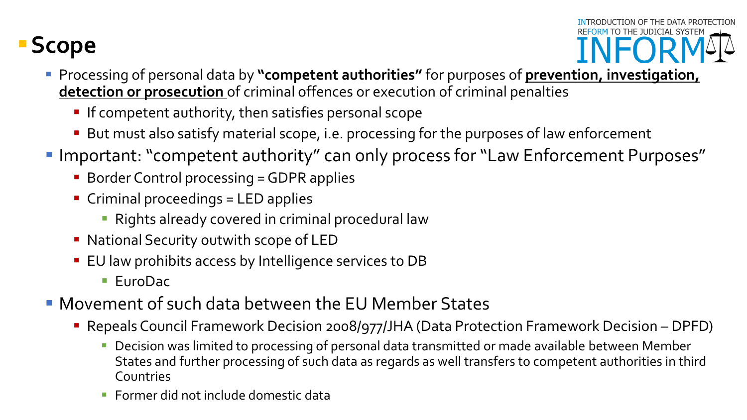# Scope

- Processing of personal data by **"competent authorities"** for purposes of **<u>prevention, investigation, detection or prosecution</u>** of criminal offences or execution of criminal penalties
  - If competent authority, then satisfies personal scope
  - But must also satisfy material scope, i.e. processing for the purposes of law enforcement
- Important: "competent authority" can only process for "Law Enforcement Purposes"
  - Border Control processing = GDPR applies
  - Criminal proceedings = LED applies
    - Rights already covered in criminal procedural law
  - National Security outwith scope of LED
  - EU law prohibits access by Intelligence services to DB
    - EuroDac
- Movement of such data between the EU Member States
  - Repeals Council Framework Decision 2008/977/JHA (Data Protection Framework Decision – DPFD)
    - Decision was limited to processing of personal data transmitted or made available between Member States and further processing of such data as regards as well transfers to competent authorities in third Countries
    - Former did not include domestic data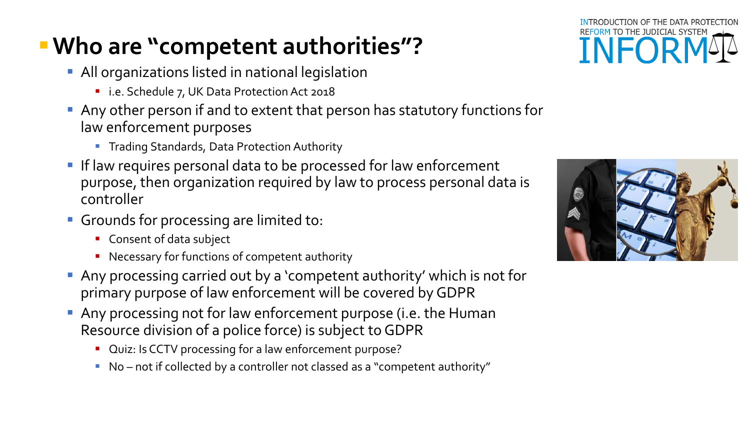# Who are "competent authorities"?

- All organizations listed in national legislation
  - i.e. Schedule 7, UK Data Protection Act 2018
- Any other person if and to extent that person has statutory functions for law enforcement purposes
  - Trading Standards, Data Protection Authority
- If law requires personal data to be processed for law enforcement purpose, then organization required by law to process personal data is controller
- Grounds for processing are limited to:
  - Consent of data subject
  - Necessary for functions of competent authority
- Any processing carried out by a 'competent authority' which is not for primary purpose of law enforcement will be covered by GDPR
- Any processing not for law enforcement purpose (i.e. the Human Resource division of a police force) is subject to GDPR
  - Quiz: Is CCTV processing for a law enforcement purpose?
  - No – not if collected by a controller not classed as a "competent authority"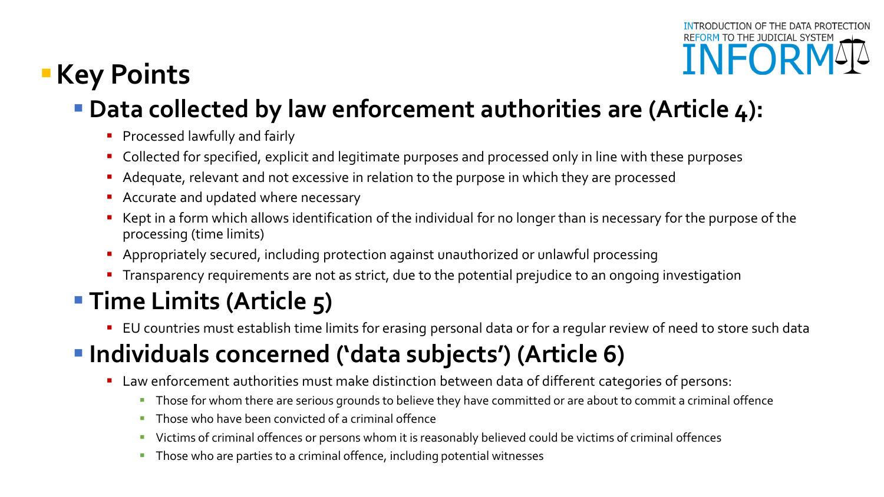# Key Points

## Data collected by law enforcement authorities are (Article 4):

- Processed lawfully and fairly
- Collected for specified, explicit and legitimate purposes and processed only in line with these purposes
- Adequate, relevant and not excessive in relation to the purpose in which they are processed
- Accurate and updated where necessary
- Kept in a form which allows identification of the individual for no longer than is necessary for the purpose of the processing (time limits)
- Appropriately secured, including protection against unauthorized or unlawful processing
- Transparency requirements are not as strict, due to the potential prejudice to an ongoing investigation

## Time Limits (Article 5)

- EU countries must establish time limits for erasing personal data or for a regular review of need to store such data

## Individuals concerned ('data subjects') (Article 6)

- Law enforcement authorities must make distinction between data of different categories of persons:
  - Those for whom there are serious grounds to believe they have committed or are about to commit a criminal offence
  - Those who have been convicted of a criminal offence
  - Victims of criminal offences or persons whom it is reasonably believed could be victims of criminal offences
  - Those who are parties to a criminal offence, including potential witnesses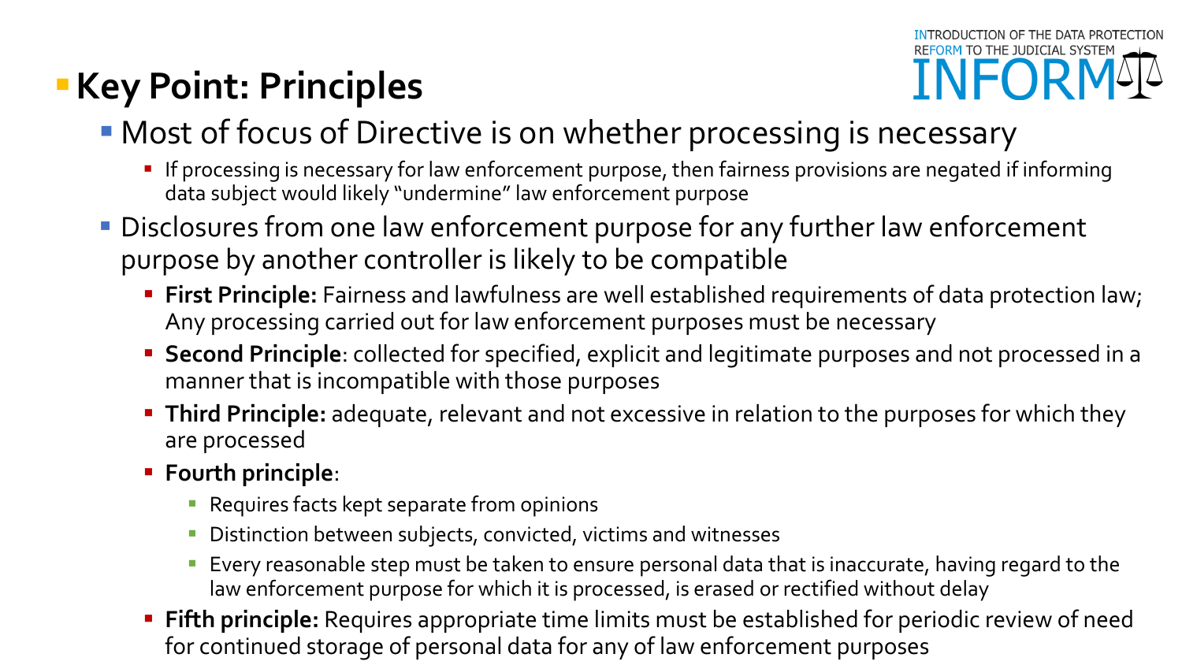## Key Point: Principles

- Most of focus of Directive is on whether processing is necessary
  - If processing is necessary for law enforcement purpose, then fairness provisions are negated if informing data subject would likely "undermine" law enforcement purpose
- Disclosures from one law enforcement purpose for any further law enforcement purpose by another controller is likely to be compatible
  - **First Principle:** Fairness and lawfulness are well established requirements of data protection law; Any processing carried out for law enforcement purposes must be necessary
  - **Second Principle**: collected for specified, explicit and legitimate purposes and not processed in a manner that is incompatible with those purposes
  - **Third Principle:** adequate, relevant and not excessive in relation to the purposes for which they are processed
  - **Fourth principle**:
    - Requires facts kept separate from opinions
    - Distinction between subjects, convicted, victims and witnesses
    - Every reasonable step must be taken to ensure personal data that is inaccurate, having regard to the law enforcement purpose for which it is processed, is erased or rectified without delay
  - **Fifth principle:** Requires appropriate time limits must be established for periodic review of need for continued storage of personal data for any of law enforcement purposes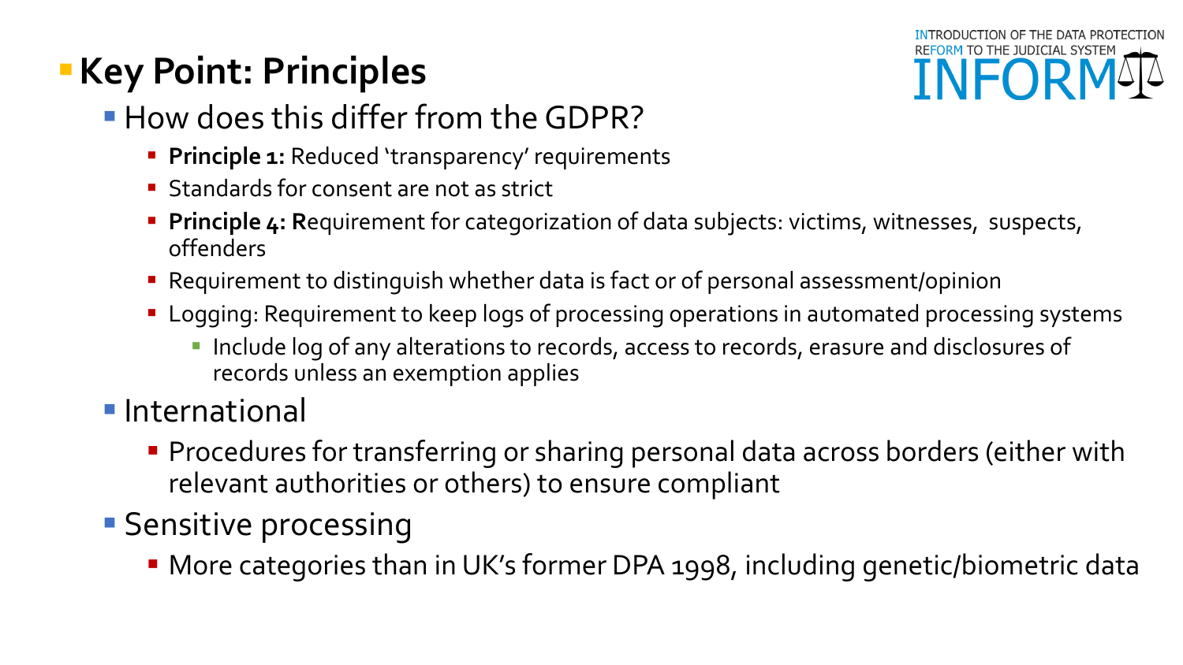# Key Point: Principles

- How does this differ from the GDPR?
  - **Principle 1:** Reduced 'transparency' requirements
  - Standards for consent are not as strict
  - **Principle 4: R**equirement for categorization of data subjects: victims, witnesses, suspects, offenders
  - Requirement to distinguish whether data is fact or of personal assessment/opinion
  - Logging: Requirement to keep logs of processing operations in automated processing systems
    - Include log of any alterations to records, access to records, erasure and disclosures of records unless an exemption applies
- International
  - Procedures for transferring or sharing personal data across borders (either with relevant authorities or others) to ensure compliant
- Sensitive processing
  - More categories than in UK's former DPA 1998, including genetic/biometric data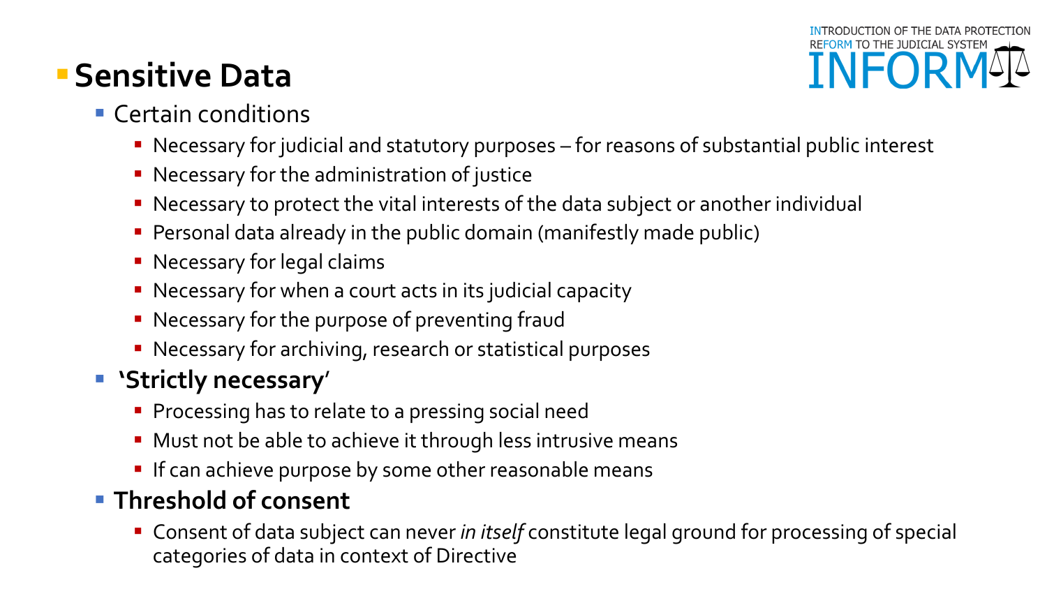## Sensitive Data

- Certain conditions
  - Necessary for judicial and statutory purposes – for reasons of substantial public interest
  - Necessary for the administration of justice
  - Necessary to protect the vital interests of the data subject or another individual
  - Personal data already in the public domain (manifestly made public)
  - Necessary for legal claims
  - Necessary for when a court acts in its judicial capacity
  - Necessary for the purpose of preventing fraud
  - Necessary for archiving, research or statistical purposes
- **'Strictly necessary'**
  - Processing has to relate to a pressing social need
  - Must not be able to achieve it through less intrusive means
  - If can achieve purpose by some other reasonable means
- **Threshold of consent**
  - Consent of data subject can never *in itself* constitute legal ground for processing of special categories of data in context of Directive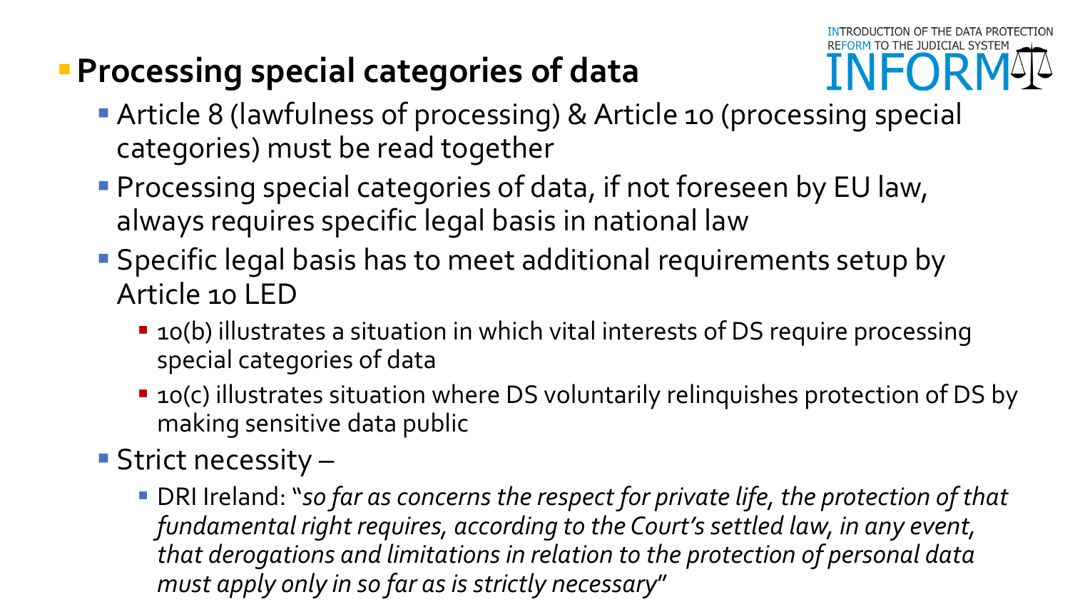## Processing special categories of data

- Article 8 (lawfulness of processing) & Article 10 (processing special categories) must be read together
- Processing special categories of data, if not foreseen by EU law, always requires specific legal basis in national law
- Specific legal basis has to meet additional requirements setup by Article 10 LED
  - 10(b) illustrates a situation in which vital interests of DS require processing special categories of data
  - 10(c) illustrates situation where DS voluntarily relinquishes protection of DS by making sensitive data public
- Strict necessity –
  - DRI Ireland: "*so far as concerns the respect for private life, the protection of that fundamental right requires, according to the Court's settled law, in any event, that derogations and limitations in relation to the protection of personal data must apply only in so far as is strictly necessary*"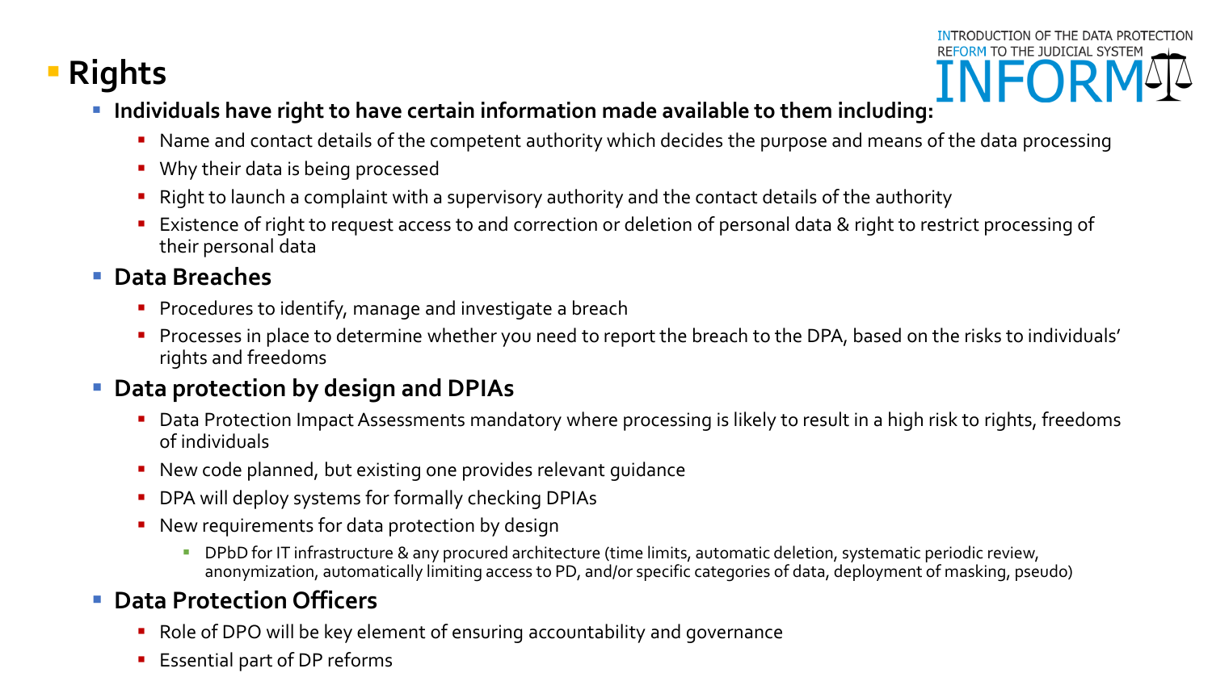# Rights

- **Individuals have right to have certain information made available to them including:**
  - Name and contact details of the competent authority which decides the purpose and means of the data processing
  - Why their data is being processed
  - Right to launch a complaint with a supervisory authority and the contact details of the authority
  - Existence of right to request access to and correction or deletion of personal data & right to restrict processing of their personal data
- **Data Breaches**
  - Procedures to identify, manage and investigate a breach
  - Processes in place to determine whether you need to report the breach to the DPA, based on the risks to individuals' rights and freedoms
- **Data protection by design and DPIAs**
  - Data Protection Impact Assessments mandatory where processing is likely to result in a high risk to rights, freedoms of individuals
  - New code planned, but existing one provides relevant guidance
  - DPA will deploy systems for formally checking DPIAs
  - New requirements for data protection by design
    - DPbD for IT infrastructure & any procured architecture (time limits, automatic deletion, systematic periodic review, anonymization, automatically limiting access to PD, and/or specific categories of data, deployment of masking, pseudo)
- **Data Protection Officers**
  - Role of DPO will be key element of ensuring accountability and governance
  - Essential part of DP reforms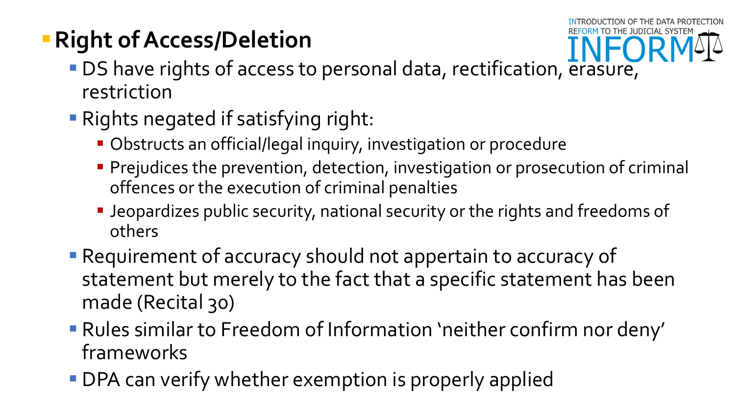- **Right of Access/Deletion**
  - DS have rights of access to personal data, rectification, erasure, restriction
  - Rights negated if satisfying right:
    - Obstructs an official/legal inquiry, investigation or procedure
    - Prejudices the prevention, detection, investigation or prosecution of criminal offences or the execution of criminal penalties
    - Jeopardizes public security, national security or the rights and freedoms of others
  - Requirement of accuracy should not appertain to accuracy of statement but merely to the fact that a specific statement has been made (Recital 30)
  - Rules similar to Freedom of Information 'neither confirm nor deny' frameworks
  - DPA can verify whether exemption is properly applied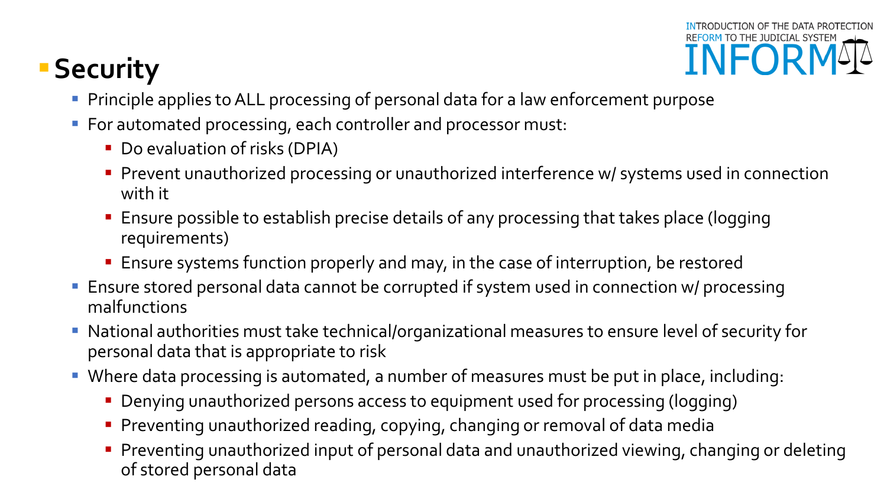# Security

- Principle applies to ALL processing of personal data for a law enforcement purpose
- For automated processing, each controller and processor must:
  - Do evaluation of risks (DPIA)
  - Prevent unauthorized processing or unauthorized interference w/ systems used in connection with it
  - Ensure possible to establish precise details of any processing that takes place (logging requirements)
  - Ensure systems function properly and may, in the case of interruption, be restored
- Ensure stored personal data cannot be corrupted if system used in connection w/ processing malfunctions
- National authorities must take technical/organizational measures to ensure level of security for personal data that is appropriate to risk
- Where data processing is automated, a number of measures must be put in place, including:
  - Denying unauthorized persons access to equipment used for processing (logging)
  - Preventing unauthorized reading, copying, changing or removal of data media
  - Preventing unauthorized input of personal data and unauthorized viewing, changing or deleting of stored personal data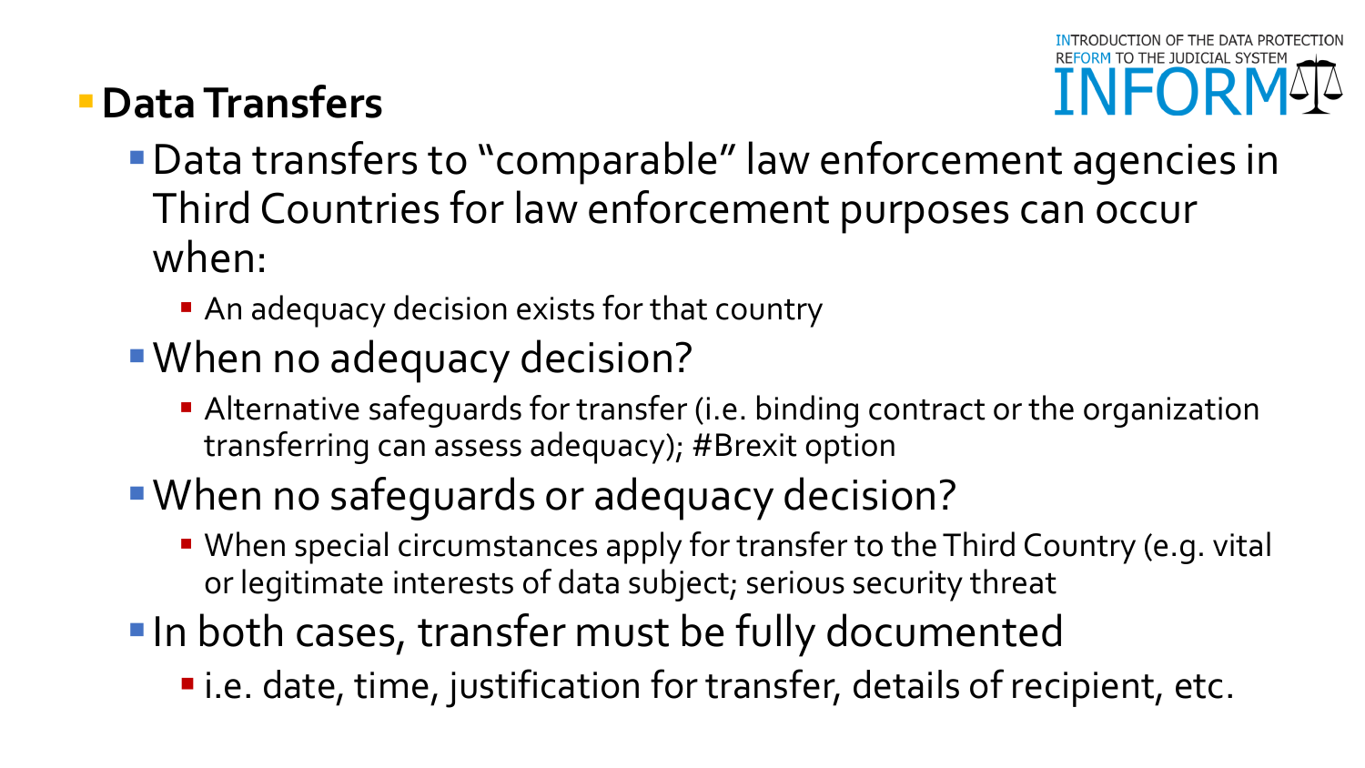## Data Transfers

- Data transfers to "comparable" law enforcement agencies in Third Countries for law enforcement purposes can occur when:
  - An adequacy decision exists for that country
- When no adequacy decision?
  - Alternative safeguards for transfer (i.e. binding contract or the organization transferring can assess adequacy); #Brexit option
- When no safeguards or adequacy decision?
  - When special circumstances apply for transfer to the Third Country (e.g. vital or legitimate interests of data subject; serious security threat
- In both cases, transfer must be fully documented
  - i.e. date, time, justification for transfer, details of recipient, etc.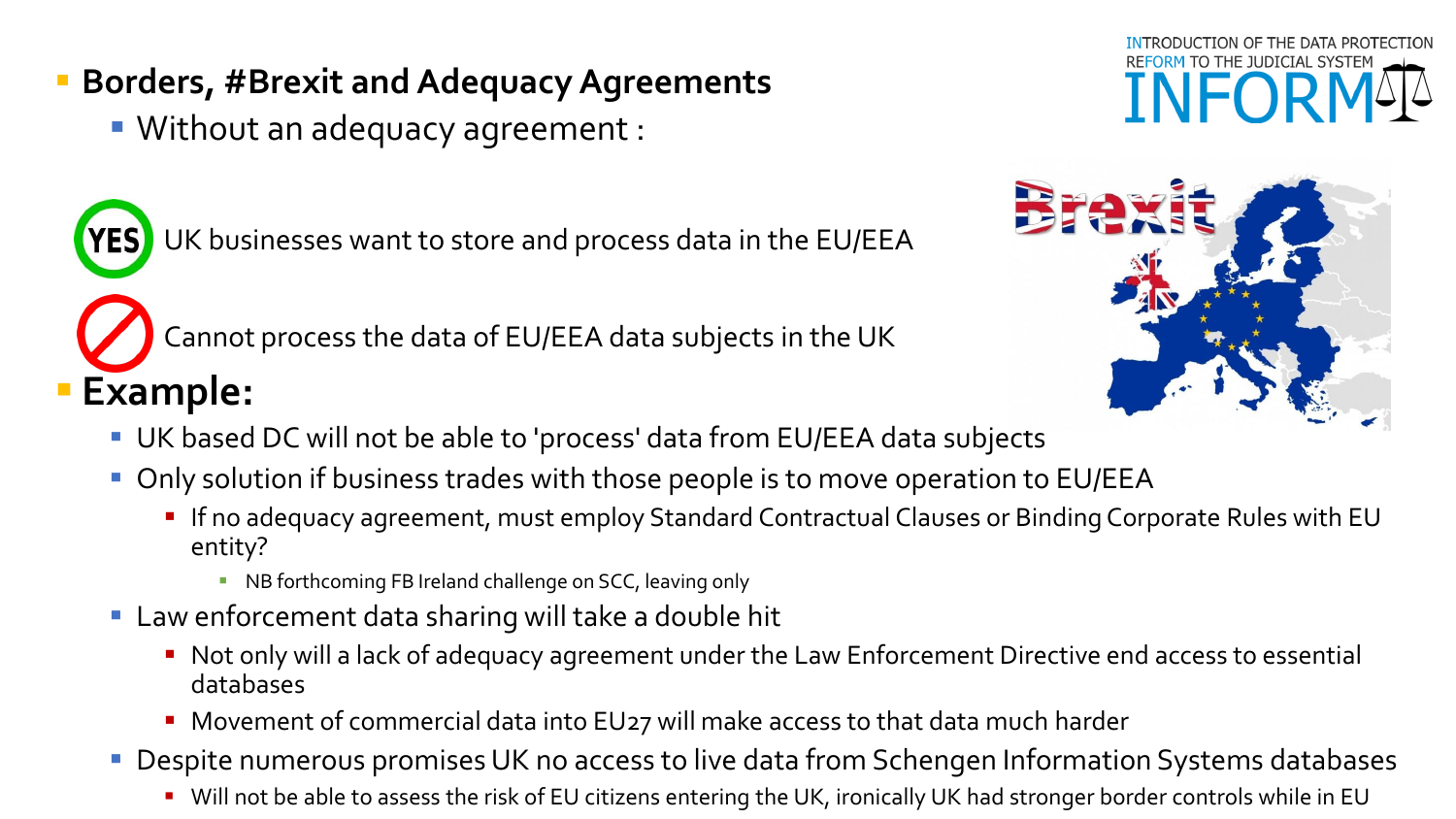- **Borders, #Brexit and Adequacy Agreements**
  - Without an adequacy agreement :

YES — UK businesses want to store and process data in the EU/EEA

Cannot process the data of EU/EEA data subjects in the UK

- **Example:**
  - UK based DC will not be able to 'process' data from EU/EEA data subjects
  - Only solution if business trades with those people is to move operation to EU/EEA
    - If no adequacy agreement, must employ Standard Contractual Clauses or Binding Corporate Rules with EU entity?
      - NB forthcoming FB Ireland challenge on SCC, leaving only
  - Law enforcement data sharing will take a double hit
    - Not only will a lack of adequacy agreement under the Law Enforcement Directive end access to essential databases
    - Movement of commercial data into EU27 will make access to that data much harder
  - Despite numerous promises UK no access to live data from Schengen Information Systems databases
    - Will not be able to assess the risk of EU citizens entering the UK, ironically UK had stronger border controls while in EU